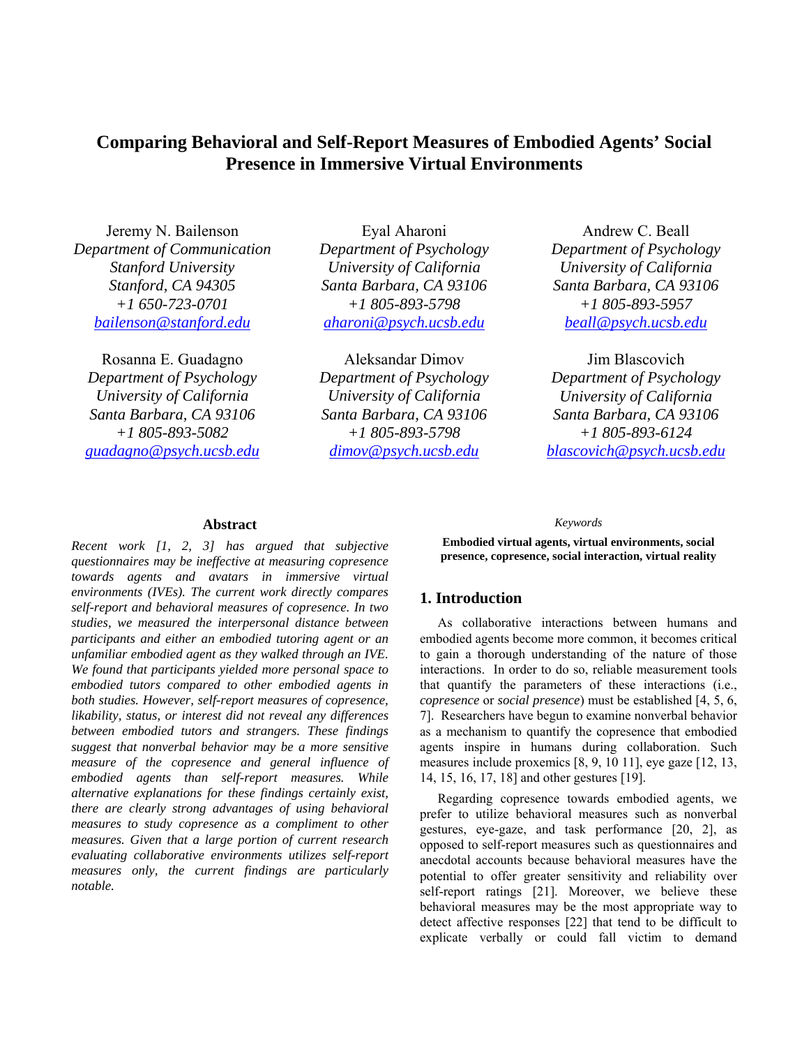# Comparing Behavioral and Self-Report Measures of Embodied Agents' Social Presence in Immersive Virtual Environments

Jeremy N. Bailenson
*Department of Communication*
*Stanford University*
*Stanford, CA 94305*
*+1 650-723-0701*
*bailenson@stanford.edu*

Eyal Aharoni
*Department of Psychology*
*University of California*
*Santa Barbara, CA 93106*
*+1 805-893-5798*
*aharoni@psych.ucsb.edu*

Andrew C. Beall
*Department of Psychology*
*University of California*
*Santa Barbara, CA 93106*
*+1 805-893-5957*
*beall@psych.ucsb.edu*

Rosanna E. Guadagno
*Department of Psychology*
*University of California*
*Santa Barbara, CA 93106*
*+1 805-893-5082*
*guadagno@psych.ucsb.edu*

Aleksandar Dimov
*Department of Psychology*
*University of California*
*Santa Barbara, CA 93106*
*+1 805-893-5798*
*dimov@psych.ucsb.edu*

Jim Blascovich
*Department of Psychology*
*University of California*
*Santa Barbara, CA 93106*
*+1 805-893-6124*
*blascovich@psych.ucsb.edu*

## Abstract

*Recent work [1, 2, 3] has argued that subjective questionnaires may be ineffective at measuring copresence towards agents and avatars in immersive virtual environments (IVEs). The current work directly compares self-report and behavioral measures of copresence. In two studies, we measured the interpersonal distance between participants and either an embodied tutoring agent or an unfamiliar embodied agent as they walked through an IVE. We found that participants yielded more personal space to embodied tutors compared to other embodied agents in both studies. However, self-report measures of copresence, likability, status, or interest did not reveal any differences between embodied tutors and strangers. These findings suggest that nonverbal behavior may be a more sensitive measure of the copresence and general influence of embodied agents than self-report measures. While alternative explanations for these findings certainly exist, there are clearly strong advantages of using behavioral measures to study copresence as a compliment to other measures. Given that a large portion of current research evaluating collaborative environments utilizes self-report measures only, the current findings are particularly notable.*

*Keywords*

**Embodied virtual agents, virtual environments, social presence, copresence, social interaction, virtual reality**

## 1. Introduction

As collaborative interactions between humans and embodied agents become more common, it becomes critical to gain a thorough understanding of the nature of those interactions. In order to do so, reliable measurement tools that quantify the parameters of these interactions (i.e., *copresence* or *social presence*) must be established [4, 5, 6, 7]. Researchers have begun to examine nonverbal behavior as a mechanism to quantify the copresence that embodied agents inspire in humans during collaboration. Such measures include proxemics [8, 9, 10 11], eye gaze [12, 13, 14, 15, 16, 17, 18] and other gestures [19].

Regarding copresence towards embodied agents, we prefer to utilize behavioral measures such as nonverbal gestures, eye-gaze, and task performance [20, 2], as opposed to self-report measures such as questionnaires and anecdotal accounts because behavioral measures have the potential to offer greater sensitivity and reliability over self-report ratings [21]. Moreover, we believe these behavioral measures may be the most appropriate way to detect affective responses [22] that tend to be difficult to explicate verbally or could fall victim to demand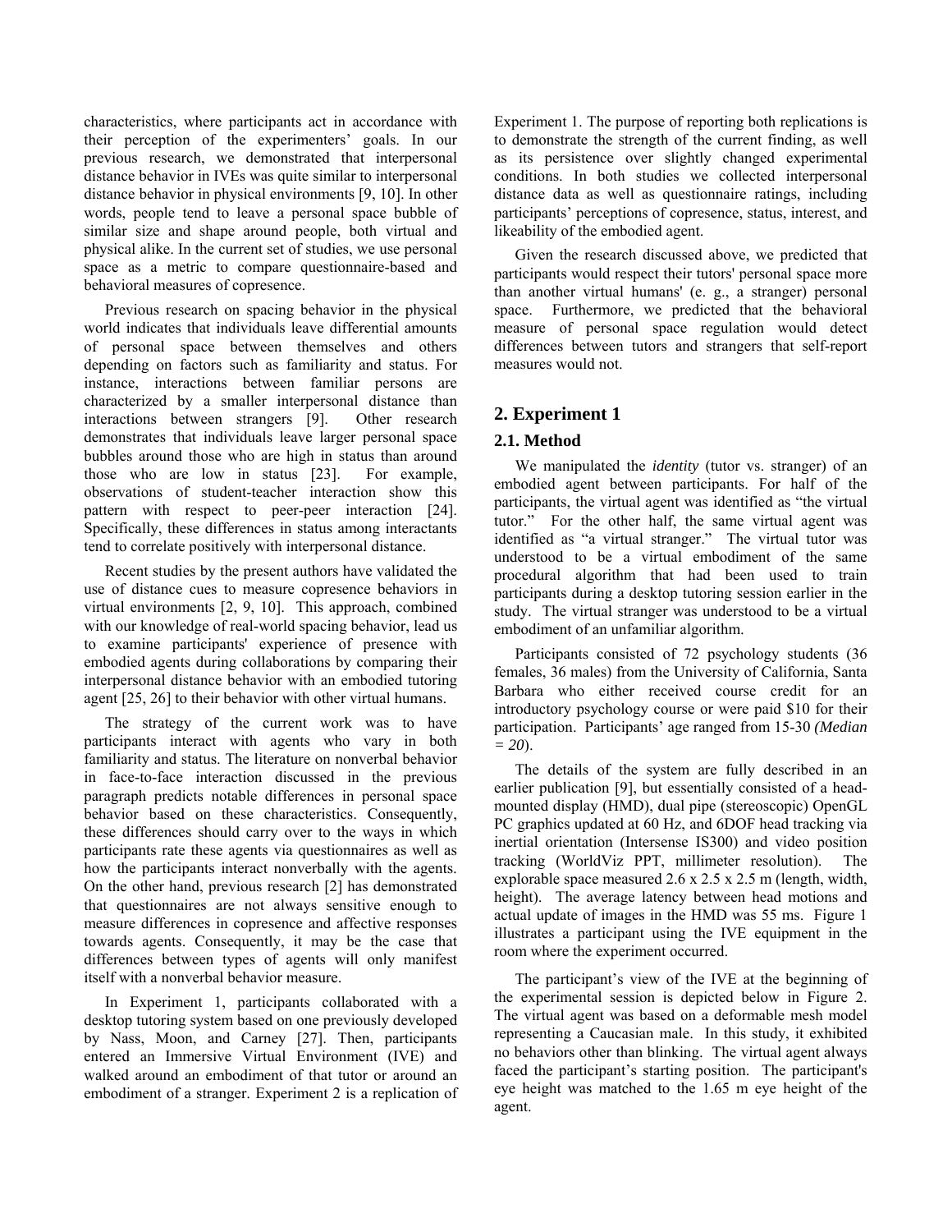characteristics, where participants act in accordance with their perception of the experimenters' goals. In our previous research, we demonstrated that interpersonal distance behavior in IVEs was quite similar to interpersonal distance behavior in physical environments [9, 10]. In other words, people tend to leave a personal space bubble of similar size and shape around people, both virtual and physical alike. In the current set of studies, we use personal space as a metric to compare questionnaire-based and behavioral measures of copresence.

Previous research on spacing behavior in the physical world indicates that individuals leave differential amounts of personal space between themselves and others depending on factors such as familiarity and status. For instance, interactions between familiar persons are characterized by a smaller interpersonal distance than interactions between strangers [9]. Other research demonstrates that individuals leave larger personal space bubbles around those who are high in status than around those who are low in status [23]. For example, observations of student-teacher interaction show this pattern with respect to peer-peer interaction [24]. Specifically, these differences in status among interactants tend to correlate positively with interpersonal distance.

Recent studies by the present authors have validated the use of distance cues to measure copresence behaviors in virtual environments [2, 9, 10]. This approach, combined with our knowledge of real-world spacing behavior, lead us to examine participants' experience of presence with embodied agents during collaborations by comparing their interpersonal distance behavior with an embodied tutoring agent [25, 26] to their behavior with other virtual humans.

The strategy of the current work was to have participants interact with agents who vary in both familiarity and status. The literature on nonverbal behavior in face-to-face interaction discussed in the previous paragraph predicts notable differences in personal space behavior based on these characteristics. Consequently, these differences should carry over to the ways in which participants rate these agents via questionnaires as well as how the participants interact nonverbally with the agents. On the other hand, previous research [2] has demonstrated that questionnaires are not always sensitive enough to measure differences in copresence and affective responses towards agents. Consequently, it may be the case that differences between types of agents will only manifest itself with a nonverbal behavior measure.

In Experiment 1, participants collaborated with a desktop tutoring system based on one previously developed by Nass, Moon, and Carney [27]. Then, participants entered an Immersive Virtual Environment (IVE) and walked around an embodiment of that tutor or around an embodiment of a stranger. Experiment 2 is a replication of Experiment 1. The purpose of reporting both replications is to demonstrate the strength of the current finding, as well as its persistence over slightly changed experimental conditions. In both studies we collected interpersonal distance data as well as questionnaire ratings, including participants' perceptions of copresence, status, interest, and likeability of the embodied agent.

Given the research discussed above, we predicted that participants would respect their tutors' personal space more than another virtual humans' (e. g., a stranger) personal space. Furthermore, we predicted that the behavioral measure of personal space regulation would detect differences between tutors and strangers that self-report measures would not.

## 2. Experiment 1

### 2.1. Method

We manipulated the *identity* (tutor vs. stranger) of an embodied agent between participants. For half of the participants, the virtual agent was identified as "the virtual tutor." For the other half, the same virtual agent was identified as "a virtual stranger." The virtual tutor was understood to be a virtual embodiment of the same procedural algorithm that had been used to train participants during a desktop tutoring session earlier in the study. The virtual stranger was understood to be a virtual embodiment of an unfamiliar algorithm.

Participants consisted of 72 psychology students (36 females, 36 males) from the University of California, Santa Barbara who either received course credit for an introductory psychology course or were paid $10 for their participation. Participants' age ranged from 15-30 (*Median = 20*).

The details of the system are fully described in an earlier publication [9], but essentially consisted of a head-mounted display (HMD), dual pipe (stereoscopic) OpenGL PC graphics updated at 60 Hz, and 6DOF head tracking via inertial orientation (Intersense IS300) and video position tracking (WorldViz PPT, millimeter resolution). The explorable space measured 2.6 x 2.5 x 2.5 m (length, width, height). The average latency between head motions and actual update of images in the HMD was 55 ms. Figure 1 illustrates a participant using the IVE equipment in the room where the experiment occurred.

The participant's view of the IVE at the beginning of the experimental session is depicted below in Figure 2. The virtual agent was based on a deformable mesh model representing a Caucasian male. In this study, it exhibited no behaviors other than blinking. The virtual agent always faced the participant's starting position. The participant's eye height was matched to the 1.65 m eye height of the agent.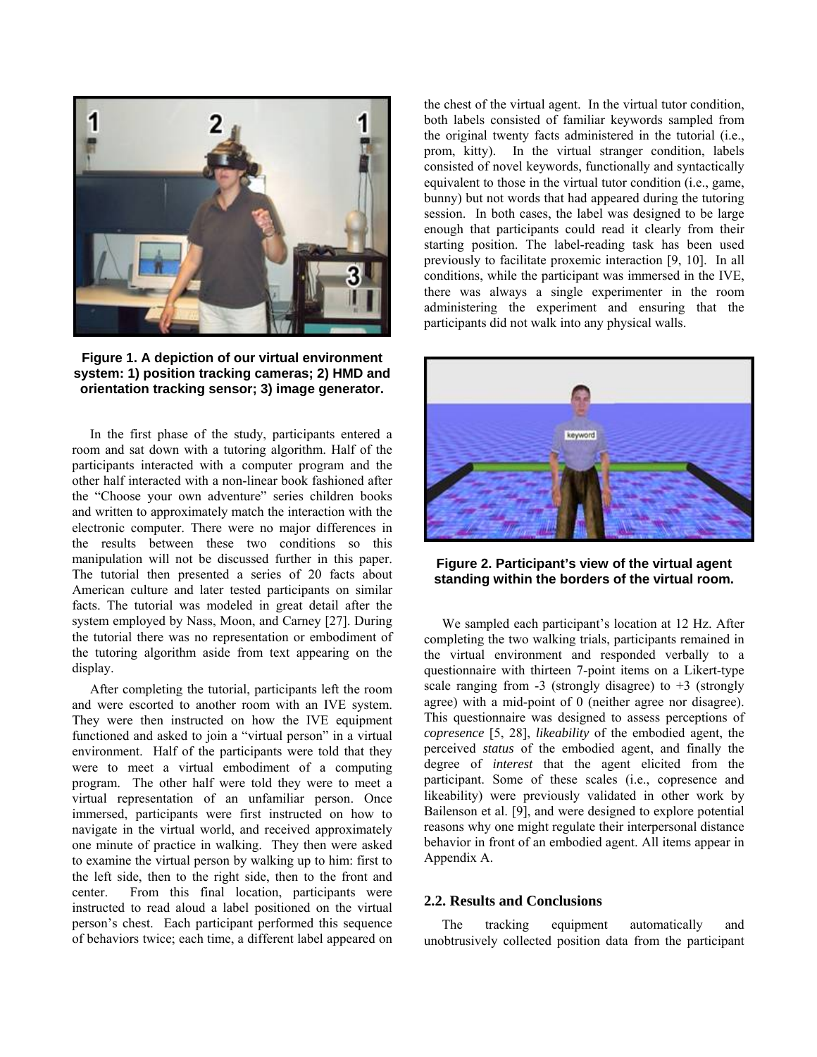Figure 1. A depiction of our virtual environment system: 1) position tracking cameras; 2) HMD and orientation tracking sensor; 3) image generator.

In the first phase of the study, participants entered a room and sat down with a tutoring algorithm. Half of the participants interacted with a computer program and the other half interacted with a non-linear book fashioned after the "Choose your own adventure" series children books and written to approximately match the interaction with the electronic computer. There were no major differences in the results between these two conditions so this manipulation will not be discussed further in this paper. The tutorial then presented a series of 20 facts about American culture and later tested participants on similar facts. The tutorial was modeled in great detail after the system employed by Nass, Moon, and Carney [27]. During the tutorial there was no representation or embodiment of the tutoring algorithm aside from text appearing on the display.

After completing the tutorial, participants left the room and were escorted to another room with an IVE system. They were then instructed on how the IVE equipment functioned and asked to join a "virtual person" in a virtual environment. Half of the participants were told that they were to meet a virtual embodiment of a computing program. The other half were told they were to meet a virtual representation of an unfamiliar person. Once immersed, participants were first instructed on how to navigate in the virtual world, and received approximately one minute of practice in walking. They then were asked to examine the virtual person by walking up to him: first to the left side, then to the right side, then to the front and center. From this final location, participants were instructed to read aloud a label positioned on the virtual person's chest. Each participant performed this sequence of behaviors twice; each time, a different label appeared on the chest of the virtual agent. In the virtual tutor condition, both labels consisted of familiar keywords sampled from the original twenty facts administered in the tutorial (i.e., prom, kitty). In the virtual stranger condition, labels consisted of novel keywords, functionally and syntactically equivalent to those in the virtual tutor condition (i.e., game, bunny) but not words that had appeared during the tutoring session. In both cases, the label was designed to be large enough that participants could read it clearly from their starting position. The label-reading task has been used previously to facilitate proxemic interaction [9, 10]. In all conditions, while the participant was immersed in the IVE, there was always a single experimenter in the room administering the experiment and ensuring that the participants did not walk into any physical walls.

Figure 2. Participant's view of the virtual agent standing within the borders of the virtual room.

We sampled each participant's location at 12 Hz. After completing the two walking trials, participants remained in the virtual environment and responded verbally to a questionnaire with thirteen 7-point items on a Likert-type scale ranging from -3 (strongly disagree) to +3 (strongly agree) with a mid-point of 0 (neither agree nor disagree). This questionnaire was designed to assess perceptions of *copresence* [5, 28], *likeability* of the embodied agent, the perceived *status* of the embodied agent, and finally the degree of *interest* that the agent elicited from the participant. Some of these scales (i.e., copresence and likeability) were previously validated in other work by Bailenson et al. [9], and were designed to explore potential reasons why one might regulate their interpersonal distance behavior in front of an embodied agent. All items appear in Appendix A.

## 2.2. Results and Conclusions

The tracking equipment automatically and unobtrusively collected position data from the participant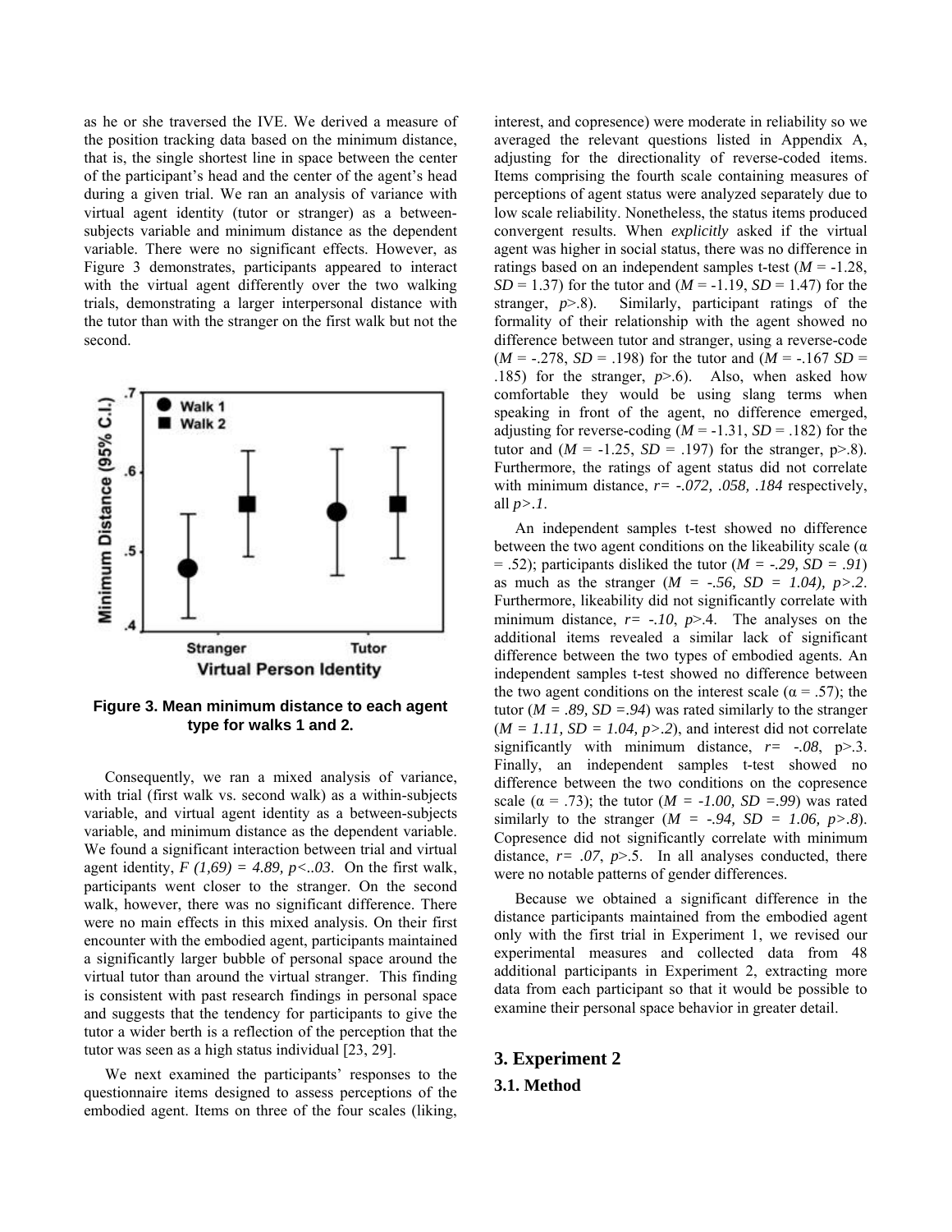as he or she traversed the IVE. We derived a measure of the position tracking data based on the minimum distance, that is, the single shortest line in space between the center of the participant's head and the center of the agent's head during a given trial. We ran an analysis of variance with virtual agent identity (tutor or stranger) as a between-subjects variable and minimum distance as the dependent variable. There were no significant effects. However, as Figure 3 demonstrates, participants appeared to interact with the virtual agent differently over the two walking trials, demonstrating a larger interpersonal distance with the tutor than with the stranger on the first walk but not the second.

Minimum Distance (95% C.I.)
.7
.6
.5
.4
Walk 1
Walk 2
Stranger
Tutor
Virtual Person Identity

**Figure 3. Mean minimum distance to each agent type for walks 1 and 2.**

Consequently, we ran a mixed analysis of variance, with trial (first walk vs. second walk) as a within-subjects variable, and virtual agent identity as a between-subjects variable, and minimum distance as the dependent variable. We found a significant interaction between trial and virtual agent identity, $F(1,69) = 4.89$, $p<..03$. On the first walk, participants went closer to the stranger. On the second walk, however, there was no significant difference. There were no main effects in this mixed analysis. On their first encounter with the embodied agent, participants maintained a significantly larger bubble of personal space around the virtual tutor than around the virtual stranger. This finding is consistent with past research findings in personal space and suggests that the tendency for participants to give the tutor a wider berth is a reflection of the perception that the tutor was seen as a high status individual [23, 29].

We next examined the participants' responses to the questionnaire items designed to assess perceptions of the embodied agent. Items on three of the four scales (liking, interest, and copresence) were moderate in reliability so we averaged the relevant questions listed in Appendix A, adjusting for the directionality of reverse-coded items. Items comprising the fourth scale containing measures of perceptions of agent status were analyzed separately due to low scale reliability. Nonetheless, the status items produced convergent results. When *explicitly* asked if the virtual agent was higher in social status, there was no difference in ratings based on an independent samples t-test ($M$ = -1.28, $SD$ = 1.37) for the tutor and ($M$ = -1.19, $SD$ = 1.47) for the stranger, $p$>.8). Similarly, participant ratings of the formality of their relationship with the agent showed no difference between tutor and stranger, using a reverse-code ($M$ = -.278, $SD$ = .198) for the tutor and ($M$ = -.167 $SD$ = .185) for the stranger, $p$>.6). Also, when asked how comfortable they would be using slang terms when speaking in front of the agent, no difference emerged, adjusting for reverse-coding ($M$ = -1.31, $SD$ = .182) for the tutor and ($M$ = -1.25, $SD$ = .197) for the stranger, p>.8). Furthermore, the ratings of agent status did not correlate with minimum distance, $r$= -.072, .058, .184 respectively, all $p$>.1.

An independent samples t-test showed no difference between the two agent conditions on the likeability scale ($\alpha$ = .52); participants disliked the tutor ($M$ = -.29, $SD$ = .91) as much as the stranger ($M$ = -.56, $SD$ = 1.04), $p$>.2. Furthermore, likeability did not significantly correlate with minimum distance, $r$= -.10, $p$>.4. The analyses on the additional items revealed a similar lack of significant difference between the two types of embodied agents. An independent samples t-test showed no difference between the two agent conditions on the interest scale ($\alpha$ = .57); the tutor ($M$ = .89, $SD$ =.94) was rated similarly to the stranger ($M$ = 1.11, $SD$ = 1.04, $p$>.2), and interest did not correlate significantly with minimum distance, $r$= -.08, p>.3. Finally, an independent samples t-test showed no difference between the two conditions on the copresence scale ($\alpha$ = .73); the tutor ($M$ = -1.00, $SD$ =.99) was rated similarly to the stranger ($M$ = -.94, $SD$ = 1.06, $p$>.8). Copresence did not significantly correlate with minimum distance, $r$= .07, $p$>.5. In all analyses conducted, there were no notable patterns of gender differences.

Because we obtained a significant difference in the distance participants maintained from the embodied agent only with the first trial in Experiment 1, we revised our experimental measures and collected data from 48 additional participants in Experiment 2, extracting more data from each participant so that it would be possible to examine their personal space behavior in greater detail.

## 3. Experiment 2

### 3.1. Method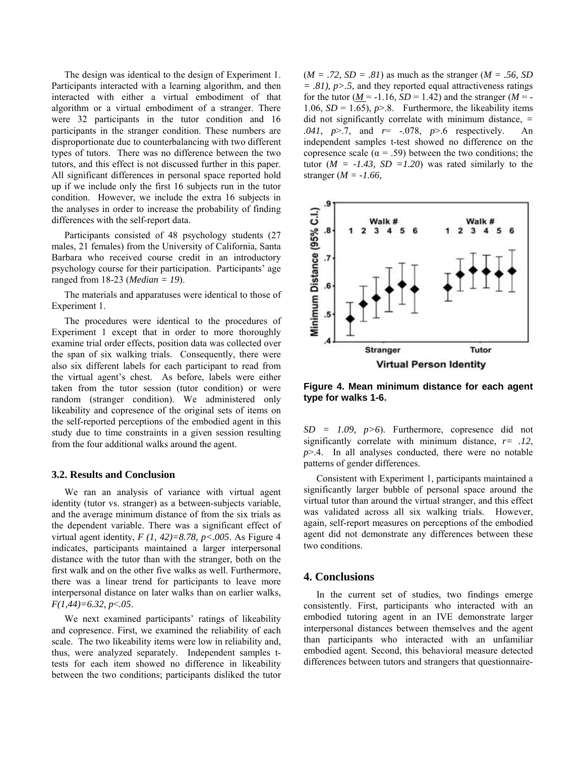The design was identical to the design of Experiment 1. Participants interacted with a learning algorithm, and then interacted with either a virtual embodiment of that algorithm or a virtual embodiment of a stranger. There were 32 participants in the tutor condition and 16 participants in the stranger condition. These numbers are disproportionate due to counterbalancing with two different types of tutors. There was no difference between the two tutors, and this effect is not discussed further in this paper. All significant differences in personal space reported hold up if we include only the first 16 subjects run in the tutor condition. However, we include the extra 16 subjects in the analyses in order to increase the probability of finding differences with the self-report data.

Participants consisted of 48 psychology students (27 males, 21 females) from the University of California, Santa Barbara who received course credit in an introductory psychology course for their participation. Participants' age ranged from 18-23 (*Median = 19*).

The materials and apparatuses were identical to those of Experiment 1.

The procedures were identical to the procedures of Experiment 1 except that in order to more thoroughly examine trial order effects, position data was collected over the span of six walking trials. Consequently, there were also six different labels for each participant to read from the virtual agent's chest. As before, labels were either taken from the tutor session (tutor condition) or were random (stranger condition). We administered only likeability and copresence of the original sets of items on the self-reported perceptions of the embodied agent in this study due to time constraints in a given session resulting from the four additional walks around the agent.

### 3.2. Results and Conclusion

We ran an analysis of variance with virtual agent identity (tutor vs. stranger) as a between-subjects variable, and the average minimum distance of from the six trials as the dependent variable. There was a significant effect of virtual agent identity, $F(1, 42)=8.78, p<.005$. As Figure 4 indicates, participants maintained a larger interpersonal distance with the tutor than with the stranger, both on the first walk and on the other five walks as well. Furthermore, there was a linear trend for participants to leave more interpersonal distance on later walks than on earlier walks, $F(1,44)=6.32, p<.05$.

We next examined participants' ratings of likeability and copresence. First, we examined the reliability of each scale. The two likeability items were low in reliability and, thus, were analyzed separately. Independent samples t-tests for each item showed no difference in likeability between the two conditions; participants disliked the tutor ($M = .72, SD = .81$) as much as the stranger ($M = .56, SD = .81$), $p>.5$, and they reported equal attractiveness ratings for the tutor ($M$ = -1.16, $SD$ = 1.42) and the stranger ($M$ = -1.06, $SD$ = 1.65), $p$>.8. Furthermore, the likeability items did not significantly correlate with minimum distance, = $.041$, $p$>.7, and $r$= -.078, $p$>.6 respectively. An independent samples t-test showed no difference on the copresence scale ($\alpha = .59$) between the two conditions; the tutor ($M = -1.43, SD = 1.20$) was rated similarly to the stranger ($M = -1.66,$

Minimum Distance (95% C.I.)
.9
.8
.7
.6
.5
.4
Walk #
1 2 3 4 5 6
Walk #
1 2 3 4 5 6
Stranger
Tutor
Virtual Person Identity

**Figure 4. Mean minimum distance for each agent type for walks 1-6.**

$SD = 1.09, p>6$). Furthermore, copresence did not significantly correlate with minimum distance, $r= .12$, $p$>.4. In all analyses conducted, there were no notable patterns of gender differences.

Consistent with Experiment 1, participants maintained a significantly larger bubble of personal space around the virtual tutor than around the virtual stranger, and this effect was validated across all six walking trials. However, again, self-report measures on perceptions of the embodied agent did not demonstrate any differences between these two conditions.

## 4. Conclusions

In the current set of studies, two findings emerge consistently. First, participants who interacted with an embodied tutoring agent in an IVE demonstrate larger interpersonal distances between themselves and the agent than participants who interacted with an unfamiliar embodied agent. Second, this behavioral measure detected differences between tutors and strangers that questionnaire-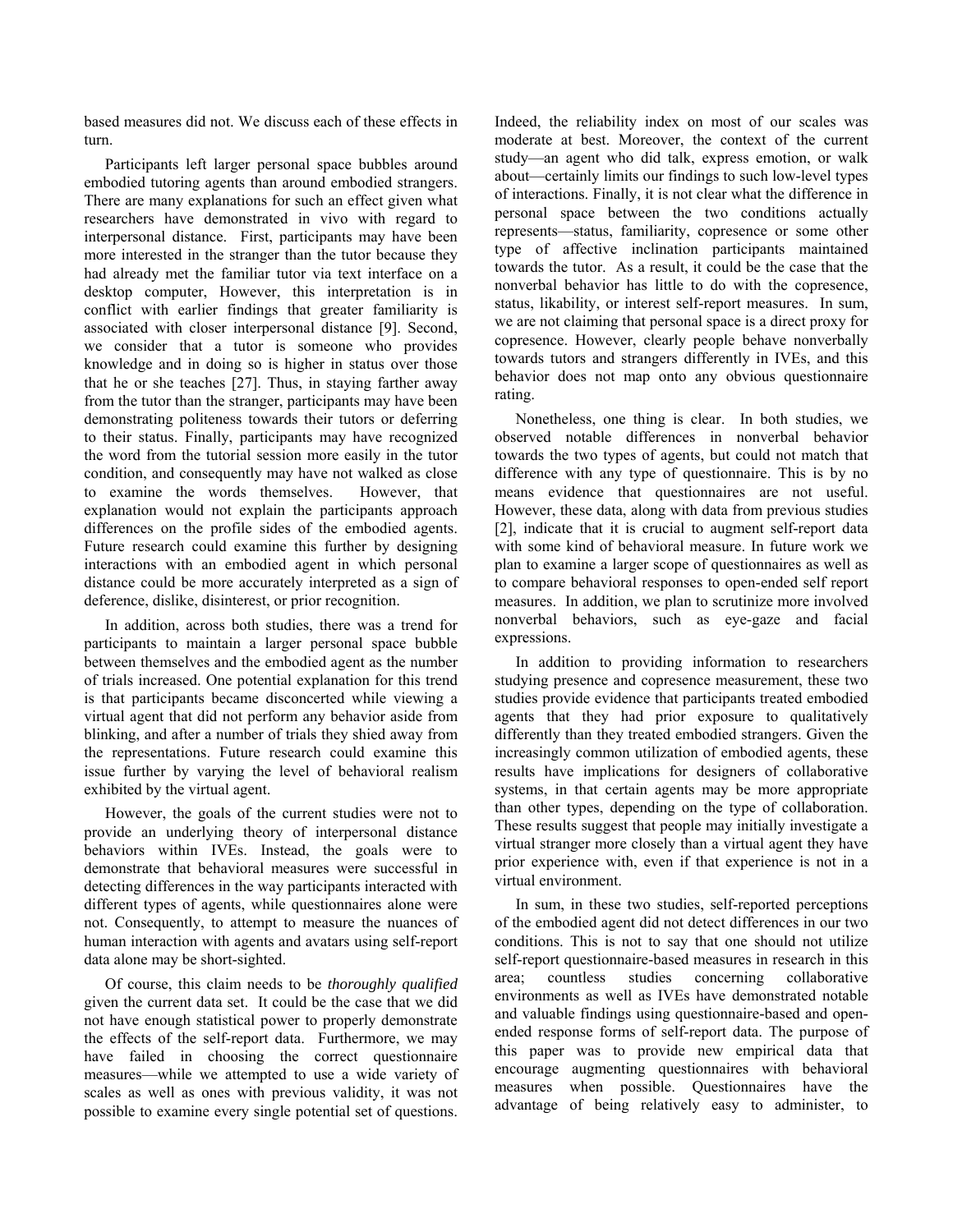based measures did not. We discuss each of these effects in turn.

Participants left larger personal space bubbles around embodied tutoring agents than around embodied strangers. There are many explanations for such an effect given what researchers have demonstrated in vivo with regard to interpersonal distance. First, participants may have been more interested in the stranger than the tutor because they had already met the familiar tutor via text interface on a desktop computer, However, this interpretation is in conflict with earlier findings that greater familiarity is associated with closer interpersonal distance [9]. Second, we consider that a tutor is someone who provides knowledge and in doing so is higher in status over those that he or she teaches [27]. Thus, in staying farther away from the tutor than the stranger, participants may have been demonstrating politeness towards their tutors or deferring to their status. Finally, participants may have recognized the word from the tutorial session more easily in the tutor condition, and consequently may have not walked as close to examine the words themselves. However, that explanation would not explain the participants approach differences on the profile sides of the embodied agents. Future research could examine this further by designing interactions with an embodied agent in which personal distance could be more accurately interpreted as a sign of deference, dislike, disinterest, or prior recognition.

In addition, across both studies, there was a trend for participants to maintain a larger personal space bubble between themselves and the embodied agent as the number of trials increased. One potential explanation for this trend is that participants became disconcerted while viewing a virtual agent that did not perform any behavior aside from blinking, and after a number of trials they shied away from the representations. Future research could examine this issue further by varying the level of behavioral realism exhibited by the virtual agent.

However, the goals of the current studies were not to provide an underlying theory of interpersonal distance behaviors within IVEs. Instead, the goals were to demonstrate that behavioral measures were successful in detecting differences in the way participants interacted with different types of agents, while questionnaires alone were not. Consequently, to attempt to measure the nuances of human interaction with agents and avatars using self-report data alone may be short-sighted.

Of course, this claim needs to be *thoroughly qualified* given the current data set. It could be the case that we did not have enough statistical power to properly demonstrate the effects of the self-report data. Furthermore, we may have failed in choosing the correct questionnaire measures—while we attempted to use a wide variety of scales as well as ones with previous validity, it was not possible to examine every single potential set of questions. Indeed, the reliability index on most of our scales was moderate at best. Moreover, the context of the current study—an agent who did talk, express emotion, or walk about—certainly limits our findings to such low-level types of interactions. Finally, it is not clear what the difference in personal space between the two conditions actually represents—status, familiarity, copresence or some other type of affective inclination participants maintained towards the tutor. As a result, it could be the case that the nonverbal behavior has little to do with the copresence, status, likability, or interest self-report measures. In sum, we are not claiming that personal space is a direct proxy for copresence. However, clearly people behave nonverbally towards tutors and strangers differently in IVEs, and this behavior does not map onto any obvious questionnaire rating.

Nonetheless, one thing is clear. In both studies, we observed notable differences in nonverbal behavior towards the two types of agents, but could not match that difference with any type of questionnaire. This is by no means evidence that questionnaires are not useful. However, these data, along with data from previous studies [2], indicate that it is crucial to augment self-report data with some kind of behavioral measure. In future work we plan to examine a larger scope of questionnaires as well as to compare behavioral responses to open-ended self report measures. In addition, we plan to scrutinize more involved nonverbal behaviors, such as eye-gaze and facial expressions.

In addition to providing information to researchers studying presence and copresence measurement, these two studies provide evidence that participants treated embodied agents that they had prior exposure to qualitatively differently than they treated embodied strangers. Given the increasingly common utilization of embodied agents, these results have implications for designers of collaborative systems, in that certain agents may be more appropriate than other types, depending on the type of collaboration. These results suggest that people may initially investigate a virtual stranger more closely than a virtual agent they have prior experience with, even if that experience is not in a virtual environment.

In sum, in these two studies, self-reported perceptions of the embodied agent did not detect differences in our two conditions. This is not to say that one should not utilize self-report questionnaire-based measures in research in this area; countless studies concerning collaborative environments as well as IVEs have demonstrated notable and valuable findings using questionnaire-based and open-ended response forms of self-report data. The purpose of this paper was to provide new empirical data that encourage augmenting questionnaires with behavioral measures when possible. Questionnaires have the advantage of being relatively easy to administer, to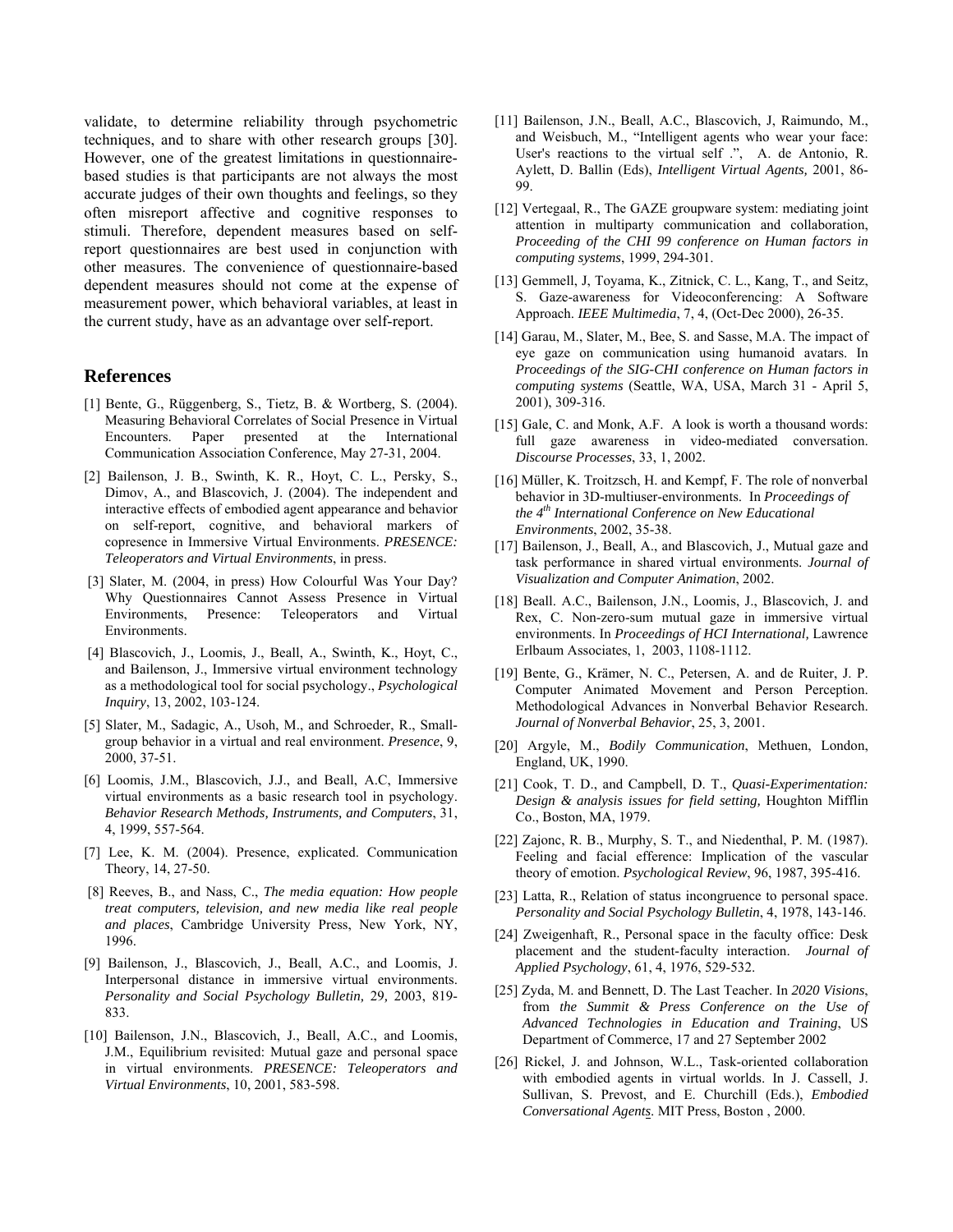validate, to determine reliability through psychometric techniques, and to share with other research groups [30]. However, one of the greatest limitations in questionnaire-based studies is that participants are not always the most accurate judges of their own thoughts and feelings, so they often misreport affective and cognitive responses to stimuli. Therefore, dependent measures based on self-report questionnaires are best used in conjunction with other measures. The convenience of questionnaire-based dependent measures should not come at the expense of measurement power, which behavioral variables, at least in the current study, have as an advantage over self-report.

## References

[1] Bente, G., Rüggenberg, S., Tietz, B. & Wortberg, S. (2004). Measuring Behavioral Correlates of Social Presence in Virtual Encounters. Paper presented at the International Communication Association Conference, May 27-31, 2004.

[2] Bailenson, J. B., Swinth, K. R., Hoyt, C. L., Persky, S., Dimov, A., and Blascovich, J. (2004). The independent and interactive effects of embodied agent appearance and behavior on self-report, cognitive, and behavioral markers of copresence in Immersive Virtual Environments. *PRESENCE: Teleoperators and Virtual Environments*, in press.

[3] Slater, M. (2004, in press) How Colourful Was Your Day? Why Questionnaires Cannot Assess Presence in Virtual Environments, Presence: Teleoperators and Virtual Environments.

[4] Blascovich, J., Loomis, J., Beall, A., Swinth, K., Hoyt, C., and Bailenson, J., Immersive virtual environment technology as a methodological tool for social psychology., *Psychological Inquiry*, 13, 2002, 103-124.

[5] Slater, M., Sadagic, A., Usoh, M., and Schroeder, R., Small-group behavior in a virtual and real environment. *Presence*, 9, 2000, 37-51.

[6] Loomis, J.M., Blascovich, J.J., and Beall, A.C, Immersive virtual environments as a basic research tool in psychology. *Behavior Research Methods, Instruments, and Computers*, 31, 4, 1999, 557-564.

[7] Lee, K. M. (2004). Presence, explicated. Communication Theory, 14, 27-50.

[8] Reeves, B., and Nass, C., *The media equation: How people treat computers, television, and new media like real people and places*, Cambridge University Press, New York, NY, 1996.

[9] Bailenson, J., Blascovich, J., Beall, A.C., and Loomis, J. Interpersonal distance in immersive virtual environments. *Personality and Social Psychology Bulletin,* 29, 2003, 819-833.

[10] Bailenson, J.N., Blascovich, J., Beall, A.C., and Loomis, J.M., Equilibrium revisited: Mutual gaze and personal space in virtual environments. *PRESENCE: Teleoperators and Virtual Environments*, 10, 2001, 583-598.

[11] Bailenson, J.N., Beall, A.C., Blascovich, J, Raimundo, M., and Weisbuch, M., "Intelligent agents who wear your face: User's reactions to the virtual self .", A. de Antonio, R. Aylett, D. Ballin (Eds), *Intelligent Virtual Agents,* 2001, 86-99.

[12] Vertegaal, R., The GAZE groupware system: mediating joint attention in multiparty communication and collaboration, *Proceeding of the CHI 99 conference on Human factors in computing systems*, 1999, 294-301.

[13] Gemmell, J, Toyama, K., Zitnick, C. L., Kang, T., and Seitz, S. Gaze-awareness for Videoconferencing: A Software Approach. *IEEE Multimedia*, 7, 4, (Oct-Dec 2000), 26-35.

[14] Garau, M., Slater, M., Bee, S. and Sasse, M.A. The impact of eye gaze on communication using humanoid avatars. In *Proceedings of the SIG-CHI conference on Human factors in computing systems* (Seattle, WA, USA, March 31 - April 5, 2001), 309-316.

[15] Gale, C. and Monk, A.F. A look is worth a thousand words: full gaze awareness in video-mediated conversation. *Discourse Processes*, 33, 1, 2002.

[16] Müller, K. Troitzsch, H. and Kempf, F. The role of nonverbal behavior in 3D-multiuser-environments. In *Proceedings of the 4th International Conference on New Educational Environments*, 2002, 35-38.

[17] Bailenson, J., Beall, A., and Blascovich, J., Mutual gaze and task performance in shared virtual environments. *Journal of Visualization and Computer Animation*, 2002.

[18] Beall. A.C., Bailenson, J.N., Loomis, J., Blascovich, J. and Rex, C. Non-zero-sum mutual gaze in immersive virtual environments. In *Proceedings of HCI International,* Lawrence Erlbaum Associates, 1, 2003, 1108-1112.

[19] Bente, G., Krämer, N. C., Petersen, A. and de Ruiter, J. P. Computer Animated Movement and Person Perception. Methodological Advances in Nonverbal Behavior Research. *Journal of Nonverbal Behavior*, 25, 3, 2001.

[20] Argyle, M., *Bodily Communication*, Methuen, London, England, UK, 1990.

[21] Cook, T. D., and Campbell, D. T., *Quasi-Experimentation: Design & analysis issues for field setting,* Houghton Mifflin Co., Boston, MA, 1979.

[22] Zajonc, R. B., Murphy, S. T., and Niedenthal, P. M. (1987). Feeling and facial efference: Implication of the vascular theory of emotion. *Psychological Review*, 96, 1987, 395-416.

[23] Latta, R., Relation of status incongruence to personal space. *Personality and Social Psychology Bulletin*, 4, 1978, 143-146.

[24] Zweigenhaft, R., Personal space in the faculty office: Desk placement and the student-faculty interaction. *Journal of Applied Psychology*, 61, 4, 1976, 529-532.

[25] Zyda, M. and Bennett, D. The Last Teacher. In *2020 Visions*, from *the Summit & Press Conference on the Use of Advanced Technologies in Education and Training*, US Department of Commerce, 17 and 27 September 2002

[26] Rickel, J. and Johnson, W.L., Task-oriented collaboration with embodied agents in virtual worlds. In J. Cassell, J. Sullivan, S. Prevost, and E. Churchill (Eds.), *Embodied Conversational Agents*. MIT Press, Boston , 2000.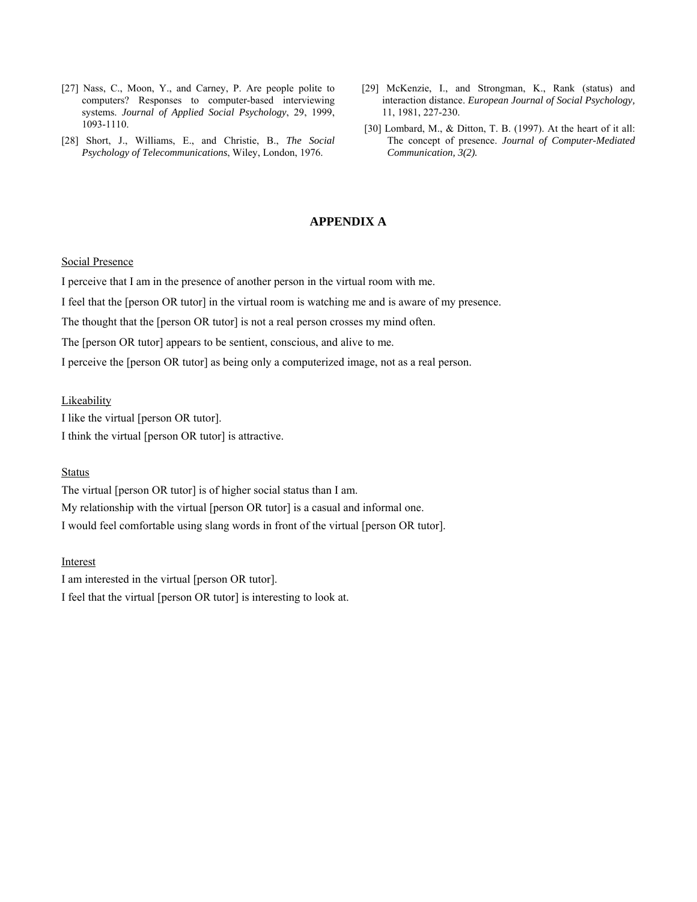[27] Nass, C., Moon, Y., and Carney, P. Are people polite to computers? Responses to computer-based interviewing systems. *Journal of Applied Social Psychology*, 29, 1999, 1093-1110.

[28] Short, J., Williams, E., and Christie, B., *The Social Psychology of Telecommunications*, Wiley, London, 1976.

[29] McKenzie, I., and Strongman, K., Rank (status) and interaction distance. *European Journal of Social Psychology,* 11, 1981, 227-230.

[30] Lombard, M., & Ditton, T. B. (1997). At the heart of it all: The concept of presence. *Journal of Computer-Mediated Communication, 3(2).*

## APPENDIX A

<u>Social Presence</u>

I perceive that I am in the presence of another person in the virtual room with me.

I feel that the [person OR tutor] in the virtual room is watching me and is aware of my presence.

The thought that the [person OR tutor] is not a real person crosses my mind often.

The [person OR tutor] appears to be sentient, conscious, and alive to me.

I perceive the [person OR tutor] as being only a computerized image, not as a real person.

<u>Likeability</u>

I like the virtual [person OR tutor].

I think the virtual [person OR tutor] is attractive.

<u>Status</u>

The virtual [person OR tutor] is of higher social status than I am.

My relationship with the virtual [person OR tutor] is a casual and informal one.

I would feel comfortable using slang words in front of the virtual [person OR tutor].

<u>Interest</u>

I am interested in the virtual [person OR tutor].

I feel that the virtual [person OR tutor] is interesting to look at.